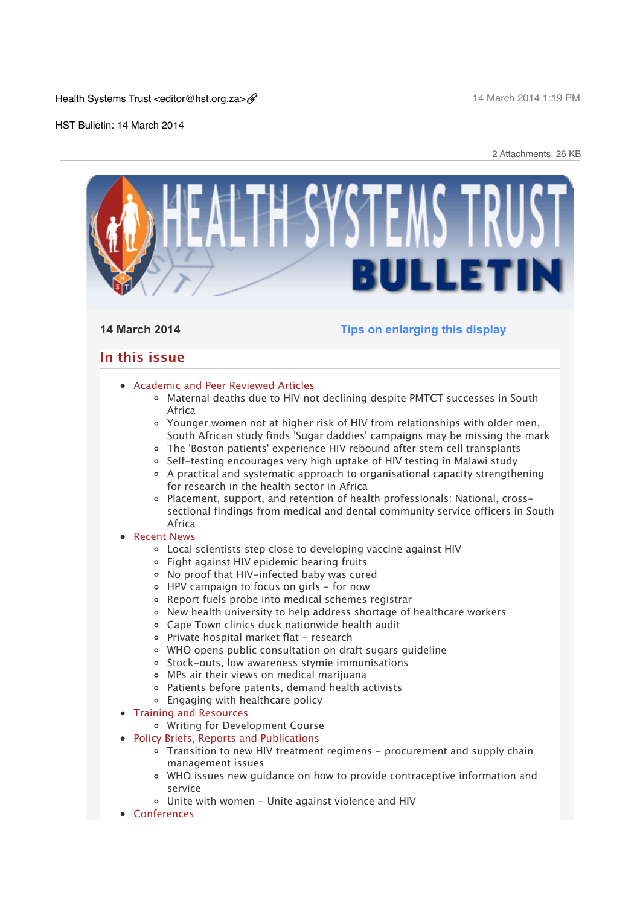Health Systems Trust <editor@hst.org.za> 14 March 2014 1:19 PM

HST Bulletin: 14 March 2014

2 Attachments, 26 KB

# HEALTH SYSTEMS TRUST BULLETIN

**14 March 2014** [Tips on enlarging this display]

## In this issue

- Academic and Peer Reviewed Articles
  - Maternal deaths due to HIV not declining despite PMTCT successes in South Africa
  - Younger women not at higher risk of HIV from relationships with older men, South African study finds 'Sugar daddies' campaigns may be missing the mark
  - The 'Boston patients' experience HIV rebound after stem cell transplants
  - Self-testing encourages very high uptake of HIV testing in Malawi study
  - A practical and systematic approach to organisational capacity strengthening for research in the health sector in Africa
  - Placement, support, and retention of health professionals: National, cross-sectional findings from medical and dental community service officers in South Africa
- Recent News
  - Local scientists step close to developing vaccine against HIV
  - Fight against HIV epidemic bearing fruits
  - No proof that HIV-infected baby was cured
  - HPV campaign to focus on girls - for now
  - Report fuels probe into medical schemes registrar
  - New health university to help address shortage of healthcare workers
  - Cape Town clinics duck nationwide health audit
  - Private hospital market flat - research
  - WHO opens public consultation on draft sugars guideline
  - Stock-outs, low awareness stymie immunisations
  - MPs air their views on medical marijuana
  - Patients before patents, demand health activists
  - Engaging with healthcare policy
- Training and Resources
  - Writing for Development Course
- Policy Briefs, Reports and Publications
  - Transition to new HIV treatment regimens - procurement and supply chain management issues
  - WHO issues new guidance on how to provide contraceptive information and service
  - Unite with women - Unite against violence and HIV
- Conferences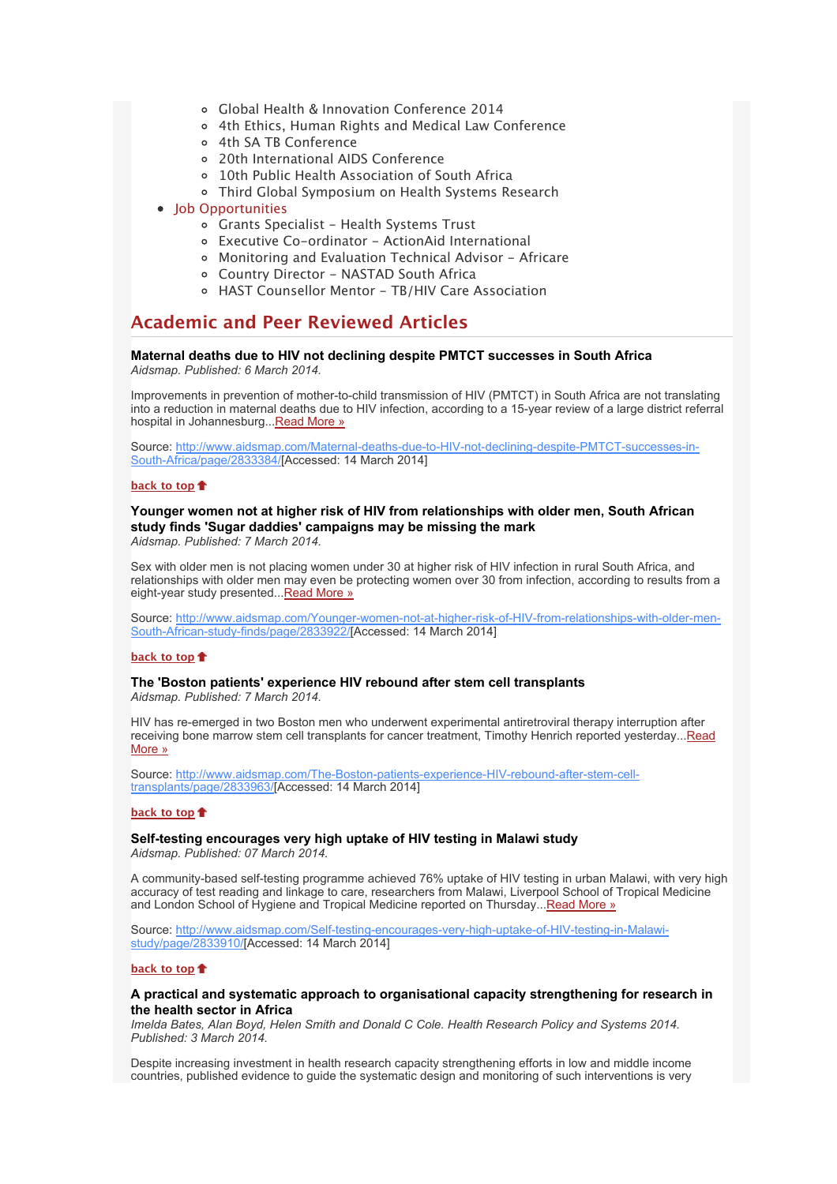- Global Health & Innovation Conference 2014
    - 4th Ethics, Human Rights and Medical Law Conference
    - 4th SA TB Conference
    - 20th International AIDS Conference
    - 10th Public Health Association of South Africa
    - Third Global Symposium on Health Systems Research
- Job Opportunities
    - Grants Specialist – Health Systems Trust
    - Executive Co-ordinator – ActionAid International
    - Monitoring and Evaluation Technical Advisor – Africare
    - Country Director – NASTAD South Africa
    - HAST Counsellor Mentor – TB/HIV Care Association

## Academic and Peer Reviewed Articles

**Maternal deaths due to HIV not declining despite PMTCT successes in South Africa**
*Aidsmap. Published: 6 March 2014.*

Improvements in prevention of mother-to-child transmission of HIV (PMTCT) in South Africa are not translating into a reduction in maternal deaths due to HIV infection, according to a 15-year review of a large district referral hospital in Johannesburg...Read More »

Source: http://www.aidsmap.com/Maternal-deaths-due-to-HIV-not-declining-despite-PMTCT-successes-in-South-Africa/page/2833384/[Accessed: 14 March 2014]

back to top

**Younger women not at higher risk of HIV from relationships with older men, South African study finds 'Sugar daddies' campaigns may be missing the mark**
*Aidsmap. Published: 7 March 2014.*

Sex with older men is not placing women under 30 at higher risk of HIV infection in rural South Africa, and relationships with older men may even be protecting women over 30 from infection, according to results from a eight-year study presented...Read More »

Source: http://www.aidsmap.com/Younger-women-not-at-higher-risk-of-HIV-from-relationships-with-older-men-South-African-study-finds/page/2833922/[Accessed: 14 March 2014]

back to top

**The 'Boston patients' experience HIV rebound after stem cell transplants**
*Aidsmap. Published: 7 March 2014.*

HIV has re-emerged in two Boston men who underwent experimental antiretroviral therapy interruption after receiving bone marrow stem cell transplants for cancer treatment, Timothy Henrich reported yesterday...Read More »

Source: http://www.aidsmap.com/The-Boston-patients-experience-HIV-rebound-after-stem-cell-transplants/page/2833963/[Accessed: 14 March 2014]

back to top

**Self-testing encourages very high uptake of HIV testing in Malawi study**
*Aidsmap. Published: 07 March 2014.*

A community-based self-testing programme achieved 76% uptake of HIV testing in urban Malawi, with very high accuracy of test reading and linkage to care, researchers from Malawi, Liverpool School of Tropical Medicine and London School of Hygiene and Tropical Medicine reported on Thursday...Read More »

Source: http://www.aidsmap.com/Self-testing-encourages-very-high-uptake-of-HIV-testing-in-Malawi-study/page/2833910/[Accessed: 14 March 2014]

back to top

**A practical and systematic approach to organisational capacity strengthening for research in the health sector in Africa**
*Imelda Bates, Alan Boyd, Helen Smith and Donald C Cole. Health Research Policy and Systems 2014. Published: 3 March 2014.*

Despite increasing investment in health research capacity strengthening efforts in low and middle income countries, published evidence to guide the systematic design and monitoring of such interventions is very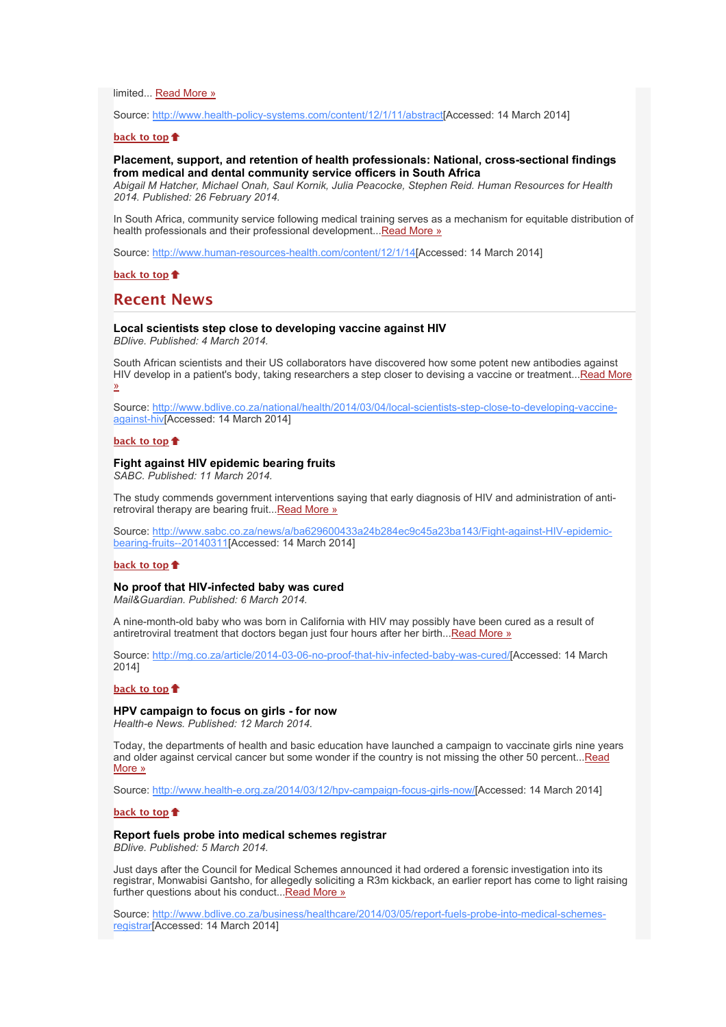limited... Read More »

Source: http://www.health-policy-systems.com/content/12/1/11/abstract[Accessed: 14 March 2014]

back to top

**Placement, support, and retention of health professionals: National, cross-sectional findings from medical and dental community service officers in South Africa**
*Abigail M Hatcher, Michael Onah, Saul Kornik, Julia Peacocke, Stephen Reid. Human Resources for Health 2014. Published: 26 February 2014.*

In South Africa, community service following medical training serves as a mechanism for equitable distribution of health professionals and their professional development...Read More »

Source: http://www.human-resources-health.com/content/12/1/14[Accessed: 14 March 2014]

back to top

## Recent News

**Local scientists step close to developing vaccine against HIV**
*BDlive. Published: 4 March 2014.*

South African scientists and their US collaborators have discovered how some potent new antibodies against HIV develop in a patient's body, taking researchers a step closer to devising a vaccine or treatment...Read More »

Source: http://www.bdlive.co.za/national/health/2014/03/04/local-scientists-step-close-to-developing-vaccine-against-hiv[Accessed: 14 March 2014]

back to top

**Fight against HIV epidemic bearing fruits**
*SABC. Published: 11 March 2014.*

The study commends government interventions saying that early diagnosis of HIV and administration of anti-retroviral therapy are bearing fruit...Read More »

Source: http://www.sabc.co.za/news/a/ba629600433a24b284ec9c45a23ba143/Fight-against-HIV-epidemic-bearing-fruits--20140311[Accessed: 14 March 2014]

back to top

**No proof that HIV-infected baby was cured**
*Mail&Guardian. Published: 6 March 2014.*

A nine-month-old baby who was born in California with HIV may possibly have been cured as a result of antiretroviral treatment that doctors began just four hours after her birth...Read More »

Source: http://mg.co.za/article/2014-03-06-no-proof-that-hiv-infected-baby-was-cured/[Accessed: 14 March 2014]

back to top

**HPV campaign to focus on girls - for now**
*Health-e News. Published: 12 March 2014.*

Today, the departments of health and basic education have launched a campaign to vaccinate girls nine years and older against cervical cancer but some wonder if the country is not missing the other 50 percent...Read More »

Source: http://www.health-e.org.za/2014/03/12/hpv-campaign-focus-girls-now/[Accessed: 14 March 2014]

back to top

**Report fuels probe into medical schemes registrar**
*BDlive. Published: 5 March 2014.*

Just days after the Council for Medical Schemes announced it had ordered a forensic investigation into its registrar, Monwabisi Gantsho, for allegedly soliciting a R3m kickback, an earlier report has come to light raising further questions about his conduct...Read More »

Source: http://www.bdlive.co.za/business/healthcare/2014/03/05/report-fuels-probe-into-medical-schemes-registrar[Accessed: 14 March 2014]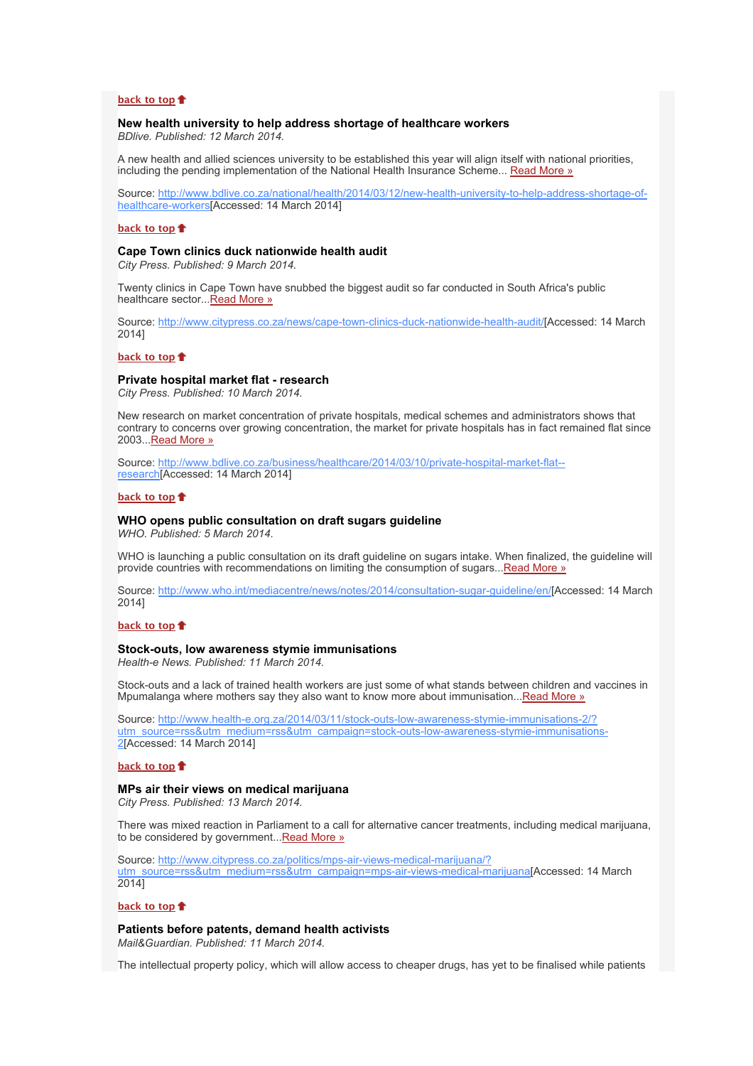[back to top](#)

### New health university to help address shortage of healthcare workers

*BDlive. Published: 12 March 2014.*

A new health and allied sciences university to be established this year will align itself with national priorities, including the pending implementation of the National Health Insurance Scheme... [Read More »](http://www.bdlive.co.za/national/health/2014/03/12/new-health-university-to-help-address-shortage-of-healthcare-workers)

Source: [http://www.bdlive.co.za/national/health/2014/03/12/new-health-university-to-help-address-shortage-of-healthcare-workers](http://www.bdlive.co.za/national/health/2014/03/12/new-health-university-to-help-address-shortage-of-healthcare-workers)[Accessed: 14 March 2014]

[back to top](#)

### Cape Town clinics duck nationwide health audit

*City Press. Published: 9 March 2014.*

Twenty clinics in Cape Town have snubbed the biggest audit so far conducted in South Africa's public healthcare sector...[Read More »](http://www.citypress.co.za/news/cape-town-clinics-duck-nationwide-health-audit/)

Source: [http://www.citypress.co.za/news/cape-town-clinics-duck-nationwide-health-audit/](http://www.citypress.co.za/news/cape-town-clinics-duck-nationwide-health-audit/)[Accessed: 14 March 2014]

[back to top](#)

### Private hospital market flat - research

*City Press. Published: 10 March 2014.*

New research on market concentration of private hospitals, medical schemes and administrators shows that contrary to concerns over growing concentration, the market for private hospitals has in fact remained flat since 2003...[Read More »](http://www.bdlive.co.za/business/healthcare/2014/03/10/private-hospital-market-flat--research)

Source: [http://www.bdlive.co.za/business/healthcare/2014/03/10/private-hospital-market-flat--research](http://www.bdlive.co.za/business/healthcare/2014/03/10/private-hospital-market-flat--research)[Accessed: 14 March 2014]

[back to top](#)

### WHO opens public consultation on draft sugars guideline

*WHO. Published: 5 March 2014.*

WHO is launching a public consultation on its draft guideline on sugars intake. When finalized, the guideline will provide countries with recommendations on limiting the consumption of sugars...[Read More »](http://www.who.int/mediacentre/news/notes/2014/consultation-sugar-guideline/en/)

Source: [http://www.who.int/mediacentre/news/notes/2014/consultation-sugar-guideline/en/](http://www.who.int/mediacentre/news/notes/2014/consultation-sugar-guideline/en/)[Accessed: 14 March 2014]

[back to top](#)

### Stock-outs, low awareness stymie immunisations

*Health-e News. Published: 11 March 2014.*

Stock-outs and a lack of trained health workers are just some of what stands between children and vaccines in Mpumalanga where mothers say they also want to know more about immunisation...[Read More »](http://www.health-e.org.za/2014/03/11/stock-outs-low-awareness-stymie-immunisations-2/?utm_source=rss&utm_medium=rss&utm_campaign=stock-outs-low-awareness-stymie-immunisations-2)

Source: [http://www.health-e.org.za/2014/03/11/stock-outs-low-awareness-stymie-immunisations-2/?utm_source=rss&utm_medium=rss&utm_campaign=stock-outs-low-awareness-stymie-immunisations-2](http://www.health-e.org.za/2014/03/11/stock-outs-low-awareness-stymie-immunisations-2/?utm_source=rss&utm_medium=rss&utm_campaign=stock-outs-low-awareness-stymie-immunisations-2)[Accessed: 14 March 2014]

[back to top](#)

### MPs air their views on medical marijuana

*City Press. Published: 13 March 2014.*

There was mixed reaction in Parliament to a call for alternative cancer treatments, including medical marijuana, to be considered by government...[Read More »](http://www.citypress.co.za/politics/mps-air-views-medical-marijuana/?utm_source=rss&utm_medium=rss&utm_campaign=mps-air-views-medical-marijuana)

Source: [http://www.citypress.co.za/politics/mps-air-views-medical-marijuana/?utm_source=rss&utm_medium=rss&utm_campaign=mps-air-views-medical-marijuana](http://www.citypress.co.za/politics/mps-air-views-medical-marijuana/?utm_source=rss&utm_medium=rss&utm_campaign=mps-air-views-medical-marijuana)[Accessed: 14 March 2014]

[back to top](#)

### Patients before patents, demand health activists

*Mail&Guardian. Published: 11 March 2014.*

The intellectual property policy, which will allow access to cheaper drugs, has yet to be finalised while patients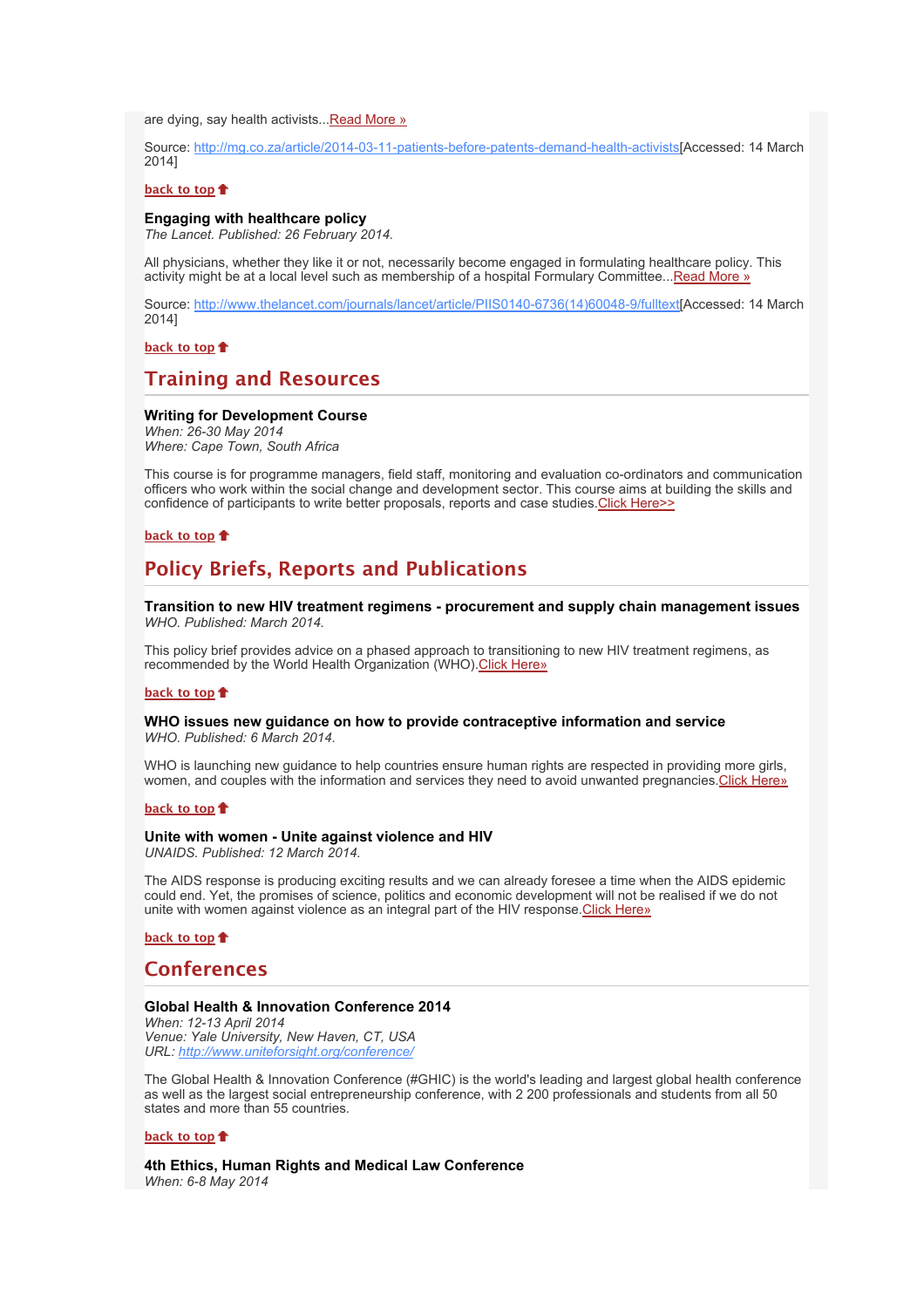are dying, say health activists...[Read More »]

Source: http://mg.co.za/article/2014-03-11-patients-before-patents-demand-health-activists[Accessed: 14 March 2014]

**back to top**

**Engaging with healthcare policy**
*The Lancet. Published: 26 February 2014.*

All physicians, whether they like it or not, necessarily become engaged in formulating healthcare policy. This activity might be at a local level such as membership of a hospital Formulary Committee...Read More »

Source: http://www.thelancet.com/journals/lancet/article/PIIS0140-6736(14)60048-9/fulltext[Accessed: 14 March 2014]

**back to top**

## Training and Resources

**Writing for Development Course**
*When: 26-30 May 2014*
*Where: Cape Town, South Africa*

This course is for programme managers, field staff, monitoring and evaluation co-ordinators and communication officers who work within the social change and development sector. This course aims at building the skills and confidence of participants to write better proposals, reports and case studies.Click Here>>

**back to top**

## Policy Briefs, Reports and Publications

**Transition to new HIV treatment regimens - procurement and supply chain management issues**
*WHO. Published: March 2014.*

This policy brief provides advice on a phased approach to transitioning to new HIV treatment regimens, as recommended by the World Health Organization (WHO).Click Here»

**back to top**

**WHO issues new guidance on how to provide contraceptive information and service**
*WHO. Published: 6 March 2014.*

WHO is launching new guidance to help countries ensure human rights are respected in providing more girls, women, and couples with the information and services they need to avoid unwanted pregnancies.Click Here»

**back to top**

**Unite with women - Unite against violence and HIV**
*UNAIDS. Published: 12 March 2014.*

The AIDS response is producing exciting results and we can already foresee a time when the AIDS epidemic could end. Yet, the promises of science, politics and economic development will not be realised if we do not unite with women against violence as an integral part of the HIV response.Click Here»

**back to top**

## Conferences

**Global Health & Innovation Conference 2014**
*When: 12-13 April 2014*
*Venue: Yale University, New Haven, CT, USA*
*URL: http://www.uniteforsight.org/conference/*

The Global Health & Innovation Conference (#GHIC) is the world's leading and largest global health conference as well as the largest social entrepreneurship conference, with 2 200 professionals and students from all 50 states and more than 55 countries.

**back to top**

**4th Ethics, Human Rights and Medical Law Conference**
*When: 6-8 May 2014*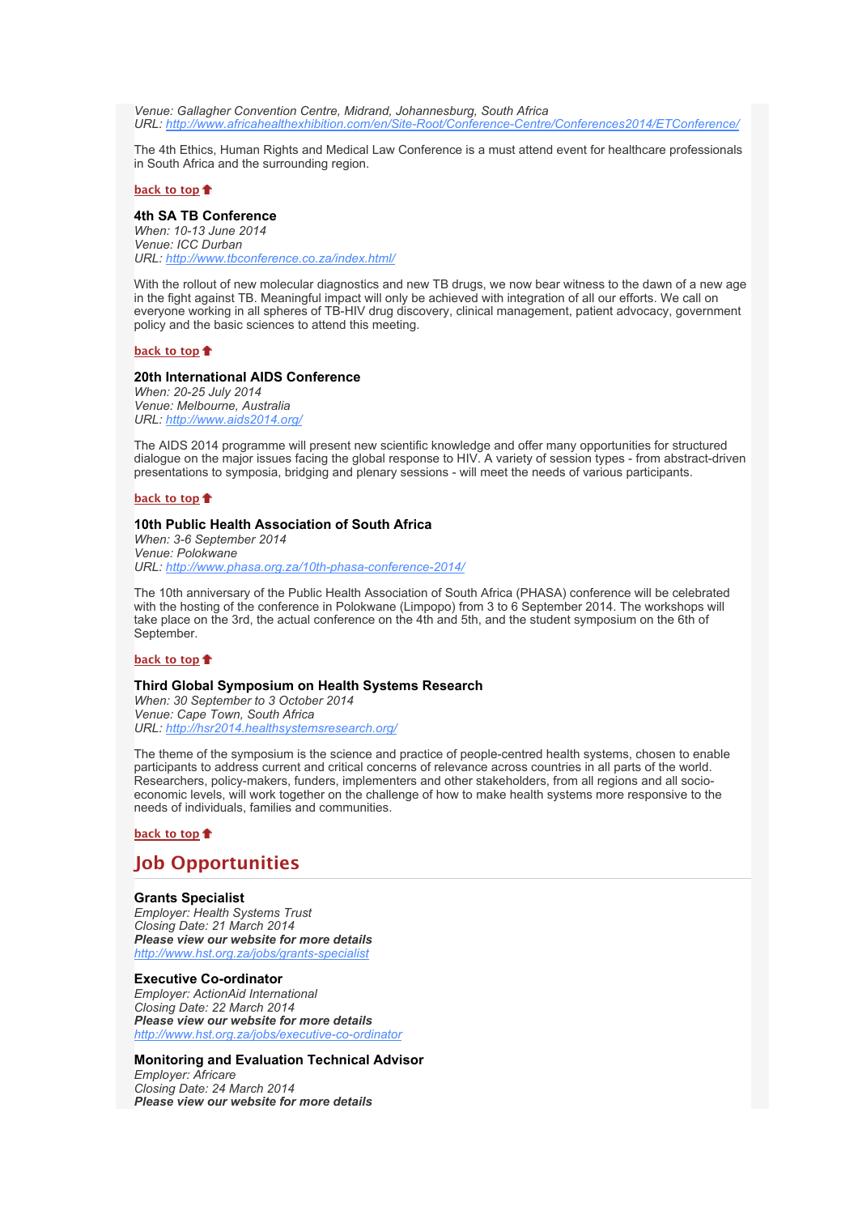*Venue: Gallagher Convention Centre, Midrand, Johannesburg, South Africa*
*URL: [http://www.africahealthexhibition.com/en/Site-Root/Conference-Centre/Conferences2014/ETConference/](http://www.africahealthexhibition.com/en/Site-Root/Conference-Centre/Conferences2014/ETConference/)*

The 4th Ethics, Human Rights and Medical Law Conference is a must attend event for healthcare professionals in South Africa and the surrounding region.

**back to top**

### 4th SA TB Conference

*When: 10-13 June 2014*
*Venue: ICC Durban*
*URL: [http://www.tbconference.co.za/index.html/](http://www.tbconference.co.za/index.html/)*

With the rollout of new molecular diagnostics and new TB drugs, we now bear witness to the dawn of a new age in the fight against TB. Meaningful impact will only be achieved with integration of all our efforts. We call on everyone working in all spheres of TB-HIV drug discovery, clinical management, patient advocacy, government policy and the basic sciences to attend this meeting.

**back to top**

### 20th International AIDS Conference

*When: 20-25 July 2014*
*Venue: Melbourne, Australia*
*URL: [http://www.aids2014.org/](http://www.aids2014.org/)*

The AIDS 2014 programme will present new scientific knowledge and offer many opportunities for structured dialogue on the major issues facing the global response to HIV. A variety of session types - from abstract-driven presentations to symposia, bridging and plenary sessions - will meet the needs of various participants.

**back to top**

### 10th Public Health Association of South Africa

*When: 3-6 September 2014*
*Venue: Polokwane*
*URL: [http://www.phasa.org.za/10th-phasa-conference-2014/](http://www.phasa.org.za/10th-phasa-conference-2014/)*

The 10th anniversary of the Public Health Association of South Africa (PHASA) conference will be celebrated with the hosting of the conference in Polokwane (Limpopo) from 3 to 6 September 2014. The workshops will take place on the 3rd, the actual conference on the 4th and 5th, and the student symposium on the 6th of September.

**back to top**

### Third Global Symposium on Health Systems Research

*When: 30 September to 3 October 2014*
*Venue: Cape Town, South Africa*
*URL: [http://hsr2014.healthsystemsresearch.org/](http://hsr2014.healthsystemsresearch.org/)*

The theme of the symposium is the science and practice of people-centred health systems, chosen to enable participants to address current and critical concerns of relevance across countries in all parts of the world. Researchers, policy-makers, funders, implementers and other stakeholders, from all regions and all socio-economic levels, will work together on the challenge of how to make health systems more responsive to the needs of individuals, families and communities.

**back to top**

## Job Opportunities

### Grants Specialist

*Employer: Health Systems Trust*
*Closing Date: 21 March 2014*
***Please view our website for more details***
[http://www.hst.org.za/jobs/grants-specialist](http://www.hst.org.za/jobs/grants-specialist)

### Executive Co-ordinator

*Employer: ActionAid International*
*Closing Date: 22 March 2014*
***Please view our website for more details***
[http://www.hst.org.za/jobs/executive-co-ordinator](http://www.hst.org.za/jobs/executive-co-ordinator)

### Monitoring and Evaluation Technical Advisor

*Employer: Africare*
*Closing Date: 24 March 2014*
***Please view our website for more details***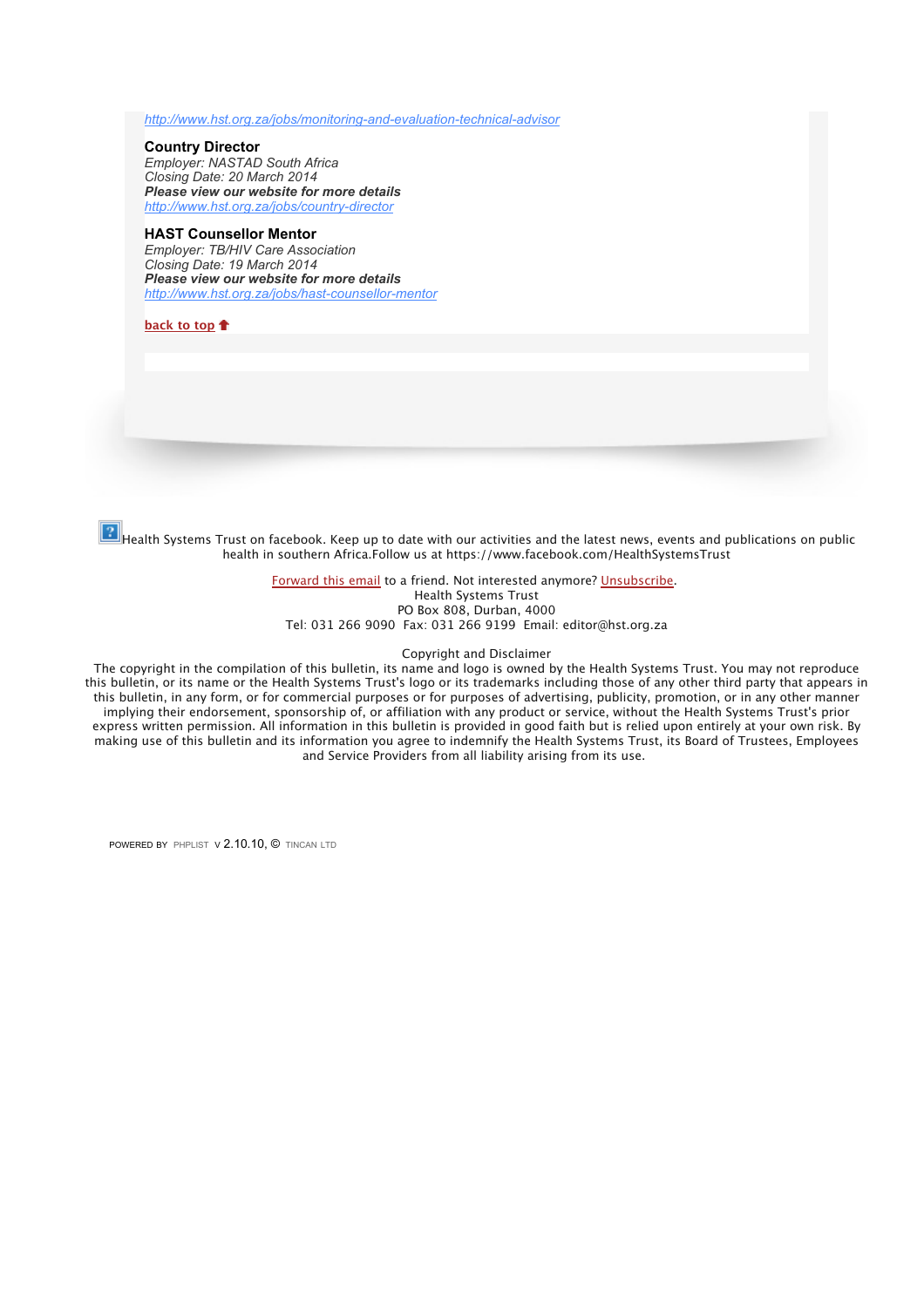*http://www.hst.org.za/jobs/monitoring-and-evaluation-technical-advisor*

**Country Director**
*Employer: NASTAD South Africa*
*Closing Date: 20 March 2014*
***Please view our website for more details***
*http://www.hst.org.za/jobs/country-director*

**HAST Counsellor Mentor**
*Employer: TB/HIV Care Association*
*Closing Date: 19 March 2014*
***Please view our website for more details***
*http://www.hst.org.za/jobs/hast-counsellor-mentor*

back to top

Health Systems Trust on facebook. Keep up to date with our activities and the latest news, events and publications on public health in southern Africa.Follow us at https://www.facebook.com/HealthSystemsTrust

Forward this email to a friend. Not interested anymore? Unsubscribe.
Health Systems Trust
PO Box 808, Durban, 4000
Tel: 031 266 9090 Fax: 031 266 9199 Email: editor@hst.org.za

Copyright and Disclaimer
The copyright in the compilation of this bulletin, its name and logo is owned by the Health Systems Trust. You may not reproduce this bulletin, or its name or the Health Systems Trust's logo or its trademarks including those of any other third party that appears in this bulletin, in any form, or for commercial purposes or for purposes of advertising, publicity, promotion, or in any other manner implying their endorsement, sponsorship of, or affiliation with any product or service, without the Health Systems Trust's prior express written permission. All information in this bulletin is provided in good faith but is relied upon entirely at your own risk. By making use of this bulletin and its information you agree to indemnify the Health Systems Trust, its Board of Trustees, Employees and Service Providers from all liability arising from its use.

POWERED BY PHPLIST v 2.10.10, © TINCAN LTD